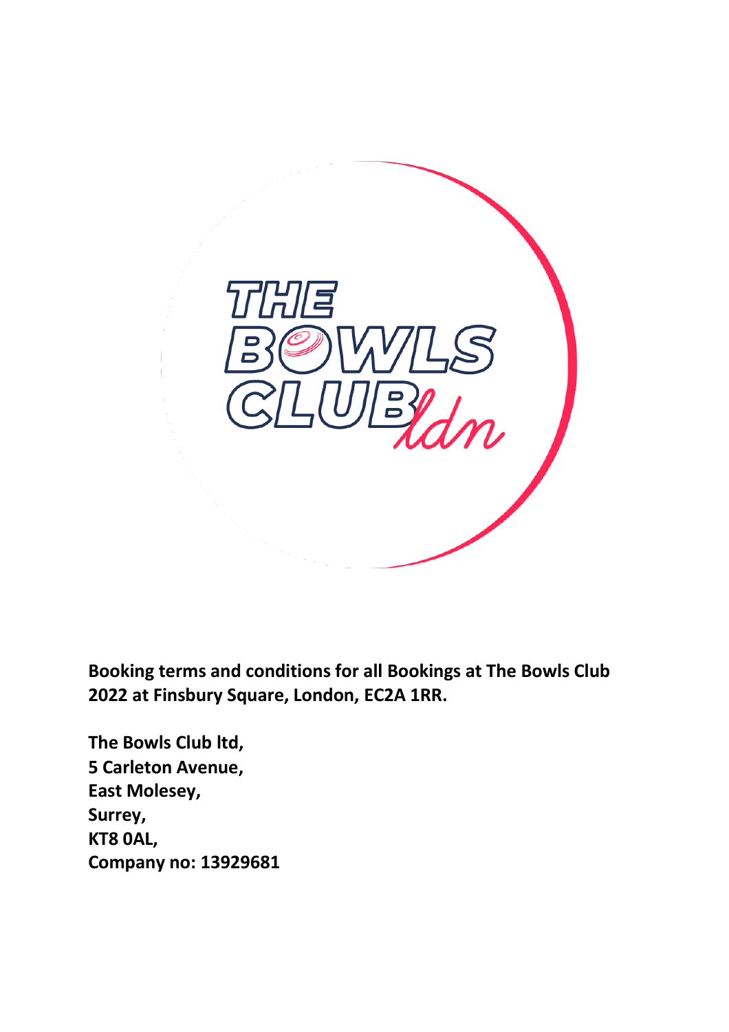**Booking terms and conditions for all Bookings at The Bowls Club 2022 at Finsbury Square, London, EC2A 1RR.**

**The Bowls Club ltd,**
**5 Carleton Avenue,**
**East Molesey,**
**Surrey,**
**KT8 0AL,**
**Company no: 13929681**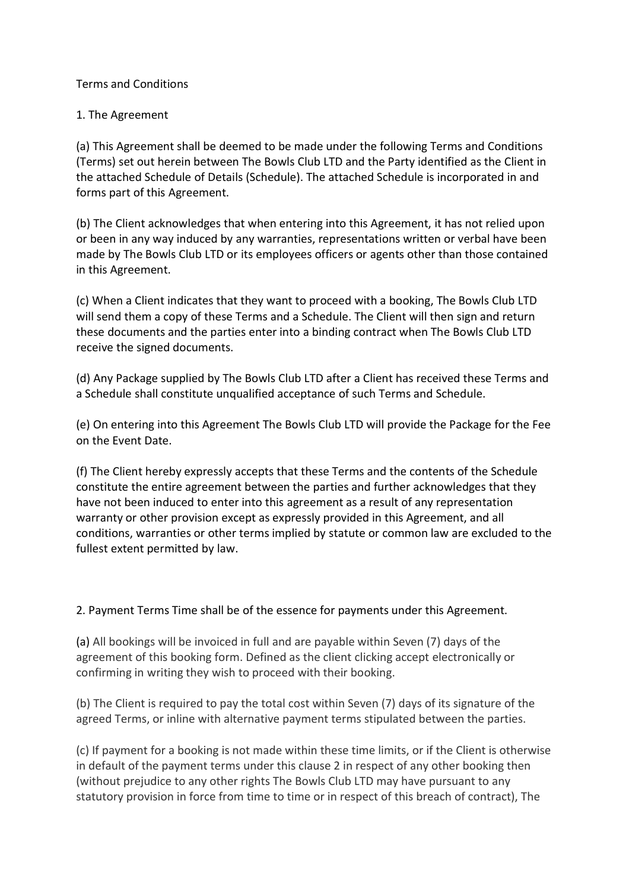Terms and Conditions

1. The Agreement

(a) This Agreement shall be deemed to be made under the following Terms and Conditions (Terms) set out herein between The Bowls Club LTD and the Party identified as the Client in the attached Schedule of Details (Schedule). The attached Schedule is incorporated in and forms part of this Agreement.

(b) The Client acknowledges that when entering into this Agreement, it has not relied upon or been in any way induced by any warranties, representations written or verbal have been made by The Bowls Club LTD or its employees officers or agents other than those contained in this Agreement.

(c) When a Client indicates that they want to proceed with a booking, The Bowls Club LTD will send them a copy of these Terms and a Schedule. The Client will then sign and return these documents and the parties enter into a binding contract when The Bowls Club LTD receive the signed documents.

(d) Any Package supplied by The Bowls Club LTD after a Client has received these Terms and a Schedule shall constitute unqualified acceptance of such Terms and Schedule.

(e) On entering into this Agreement The Bowls Club LTD will provide the Package for the Fee on the Event Date.

(f) The Client hereby expressly accepts that these Terms and the contents of the Schedule constitute the entire agreement between the parties and further acknowledges that they have not been induced to enter into this agreement as a result of any representation warranty or other provision except as expressly provided in this Agreement, and all conditions, warranties or other terms implied by statute or common law are excluded to the fullest extent permitted by law.

2. Payment Terms Time shall be of the essence for payments under this Agreement.

(a) All bookings will be invoiced in full and are payable within Seven (7) days of the agreement of this booking form. Defined as the client clicking accept electronically or confirming in writing they wish to proceed with their booking.

(b) The Client is required to pay the total cost within Seven (7) days of its signature of the agreed Terms, or inline with alternative payment terms stipulated between the parties.

(c) If payment for a booking is not made within these time limits, or if the Client is otherwise in default of the payment terms under this clause 2 in respect of any other booking then (without prejudice to any other rights The Bowls Club LTD may have pursuant to any statutory provision in force from time to time or in respect of this breach of contract), The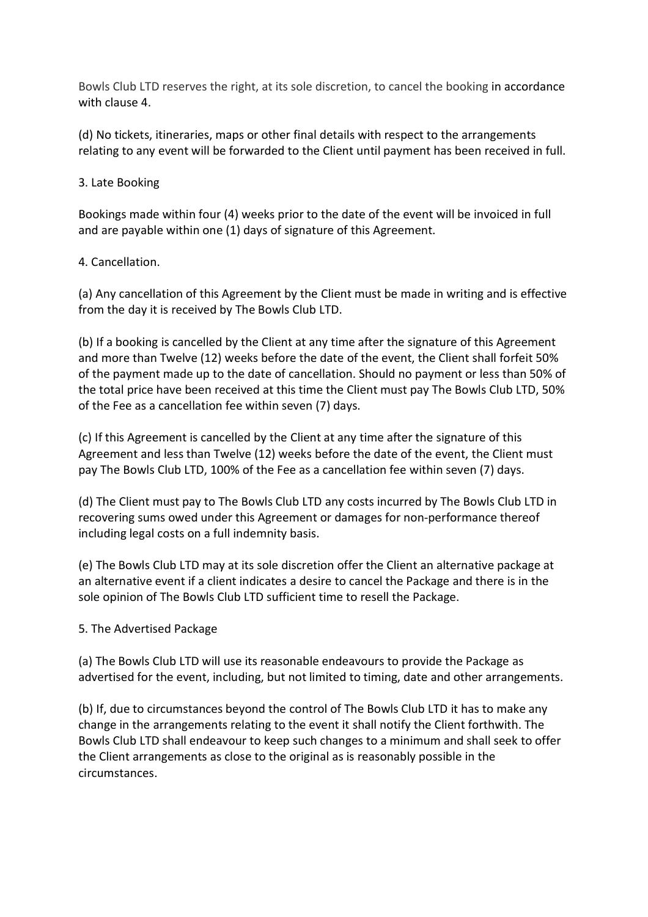Bowls Club LTD reserves the right, at its sole discretion, to cancel the booking in accordance with clause 4.

(d) No tickets, itineraries, maps or other final details with respect to the arrangements relating to any event will be forwarded to the Client until payment has been received in full.

3. Late Booking

Bookings made within four (4) weeks prior to the date of the event will be invoiced in full and are payable within one (1) days of signature of this Agreement.

4. Cancellation.

(a) Any cancellation of this Agreement by the Client must be made in writing and is effective from the day it is received by The Bowls Club LTD.

(b) If a booking is cancelled by the Client at any time after the signature of this Agreement and more than Twelve (12) weeks before the date of the event, the Client shall forfeit 50% of the payment made up to the date of cancellation. Should no payment or less than 50% of the total price have been received at this time the Client must pay The Bowls Club LTD, 50% of the Fee as a cancellation fee within seven (7) days.

(c) If this Agreement is cancelled by the Client at any time after the signature of this Agreement and less than Twelve (12) weeks before the date of the event, the Client must pay The Bowls Club LTD, 100% of the Fee as a cancellation fee within seven (7) days.

(d) The Client must pay to The Bowls Club LTD any costs incurred by The Bowls Club LTD in recovering sums owed under this Agreement or damages for non-performance thereof including legal costs on a full indemnity basis.

(e) The Bowls Club LTD may at its sole discretion offer the Client an alternative package at an alternative event if a client indicates a desire to cancel the Package and there is in the sole opinion of The Bowls Club LTD sufficient time to resell the Package.

5. The Advertised Package

(a) The Bowls Club LTD will use its reasonable endeavours to provide the Package as advertised for the event, including, but not limited to timing, date and other arrangements.

(b) If, due to circumstances beyond the control of The Bowls Club LTD it has to make any change in the arrangements relating to the event it shall notify the Client forthwith. The Bowls Club LTD shall endeavour to keep such changes to a minimum and shall seek to offer the Client arrangements as close to the original as is reasonably possible in the circumstances.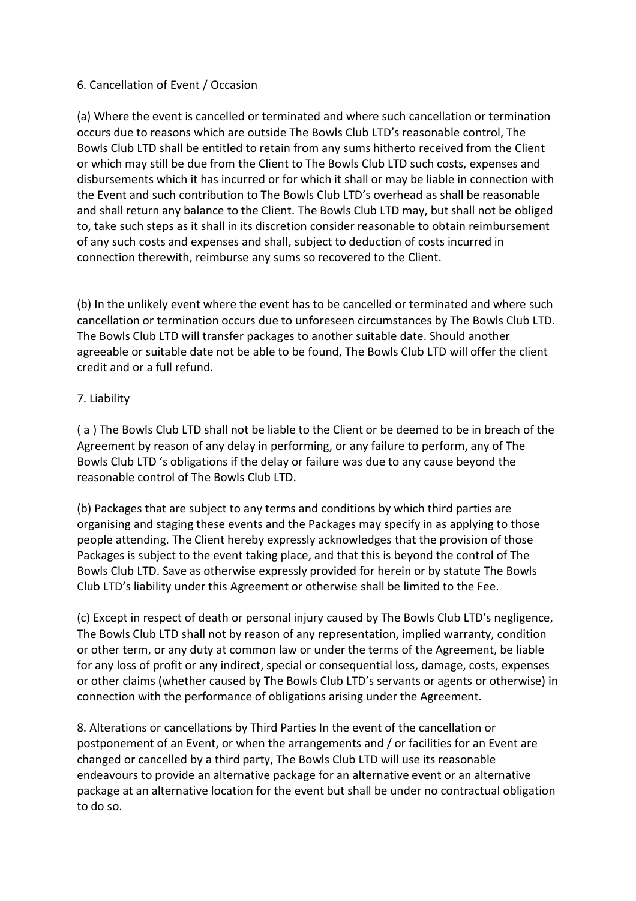6. Cancellation of Event / Occasion

(a) Where the event is cancelled or terminated and where such cancellation or termination occurs due to reasons which are outside The Bowls Club LTD's reasonable control, The Bowls Club LTD shall be entitled to retain from any sums hitherto received from the Client or which may still be due from the Client to The Bowls Club LTD such costs, expenses and disbursements which it has incurred or for which it shall or may be liable in connection with the Event and such contribution to The Bowls Club LTD's overhead as shall be reasonable and shall return any balance to the Client. The Bowls Club LTD may, but shall not be obliged to, take such steps as it shall in its discretion consider reasonable to obtain reimbursement of any such costs and expenses and shall, subject to deduction of costs incurred in connection therewith, reimburse any sums so recovered to the Client.

(b) In the unlikely event where the event has to be cancelled or terminated and where such cancellation or termination occurs due to unforeseen circumstances by The Bowls Club LTD. The Bowls Club LTD will transfer packages to another suitable date. Should another agreeable or suitable date not be able to be found, The Bowls Club LTD will offer the client credit and or a full refund.

7. Liability

( a ) The Bowls Club LTD shall not be liable to the Client or be deemed to be in breach of the Agreement by reason of any delay in performing, or any failure to perform, any of The Bowls Club LTD 's obligations if the delay or failure was due to any cause beyond the reasonable control of The Bowls Club LTD.

(b) Packages that are subject to any terms and conditions by which third parties are organising and staging these events and the Packages may specify in as applying to those people attending. The Client hereby expressly acknowledges that the provision of those Packages is subject to the event taking place, and that this is beyond the control of The Bowls Club LTD. Save as otherwise expressly provided for herein or by statute The Bowls Club LTD's liability under this Agreement or otherwise shall be limited to the Fee.

(c) Except in respect of death or personal injury caused by The Bowls Club LTD's negligence, The Bowls Club LTD shall not by reason of any representation, implied warranty, condition or other term, or any duty at common law or under the terms of the Agreement, be liable for any loss of profit or any indirect, special or consequential loss, damage, costs, expenses or other claims (whether caused by The Bowls Club LTD's servants or agents or otherwise) in connection with the performance of obligations arising under the Agreement.

8. Alterations or cancellations by Third Parties In the event of the cancellation or postponement of an Event, or when the arrangements and / or facilities for an Event are changed or cancelled by a third party, The Bowls Club LTD will use its reasonable endeavours to provide an alternative package for an alternative event or an alternative package at an alternative location for the event but shall be under no contractual obligation to do so.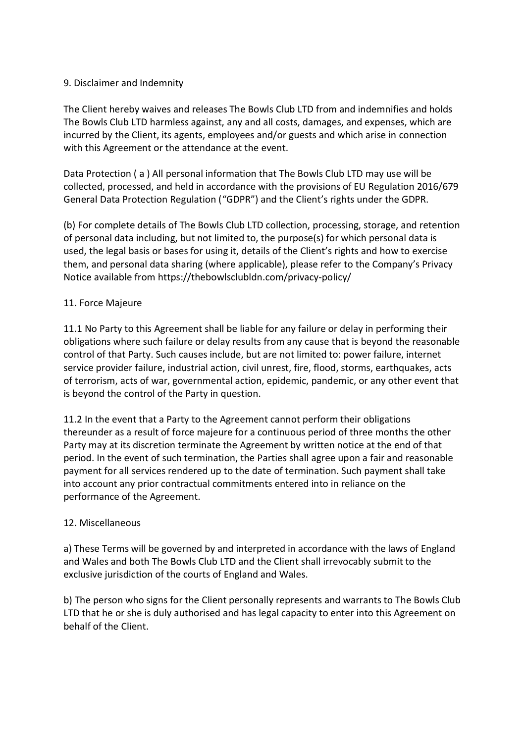## 9. Disclaimer and Indemnity

The Client hereby waives and releases The Bowls Club LTD from and indemnifies and holds The Bowls Club LTD harmless against, any and all costs, damages, and expenses, which are incurred by the Client, its agents, employees and/or guests and which arise in connection with this Agreement or the attendance at the event.

Data Protection ( a ) All personal information that The Bowls Club LTD may use will be collected, processed, and held in accordance with the provisions of EU Regulation 2016/679 General Data Protection Regulation ("GDPR") and the Client's rights under the GDPR.

(b) For complete details of The Bowls Club LTD collection, processing, storage, and retention of personal data including, but not limited to, the purpose(s) for which personal data is used, the legal basis or bases for using it, details of the Client's rights and how to exercise them, and personal data sharing (where applicable), please refer to the Company's Privacy Notice available from https://thebowlsclubldn.com/privacy-policy/

## 11. Force Majeure

11.1 No Party to this Agreement shall be liable for any failure or delay in performing their obligations where such failure or delay results from any cause that is beyond the reasonable control of that Party. Such causes include, but are not limited to: power failure, internet service provider failure, industrial action, civil unrest, fire, flood, storms, earthquakes, acts of terrorism, acts of war, governmental action, epidemic, pandemic, or any other event that is beyond the control of the Party in question.

11.2 In the event that a Party to the Agreement cannot perform their obligations thereunder as a result of force majeure for a continuous period of three months the other Party may at its discretion terminate the Agreement by written notice at the end of that period. In the event of such termination, the Parties shall agree upon a fair and reasonable payment for all services rendered up to the date of termination. Such payment shall take into account any prior contractual commitments entered into in reliance on the performance of the Agreement.

## 12. Miscellaneous

a) These Terms will be governed by and interpreted in accordance with the laws of England and Wales and both The Bowls Club LTD and the Client shall irrevocably submit to the exclusive jurisdiction of the courts of England and Wales.

b) The person who signs for the Client personally represents and warrants to The Bowls Club LTD that he or she is duly authorised and has legal capacity to enter into this Agreement on behalf of the Client.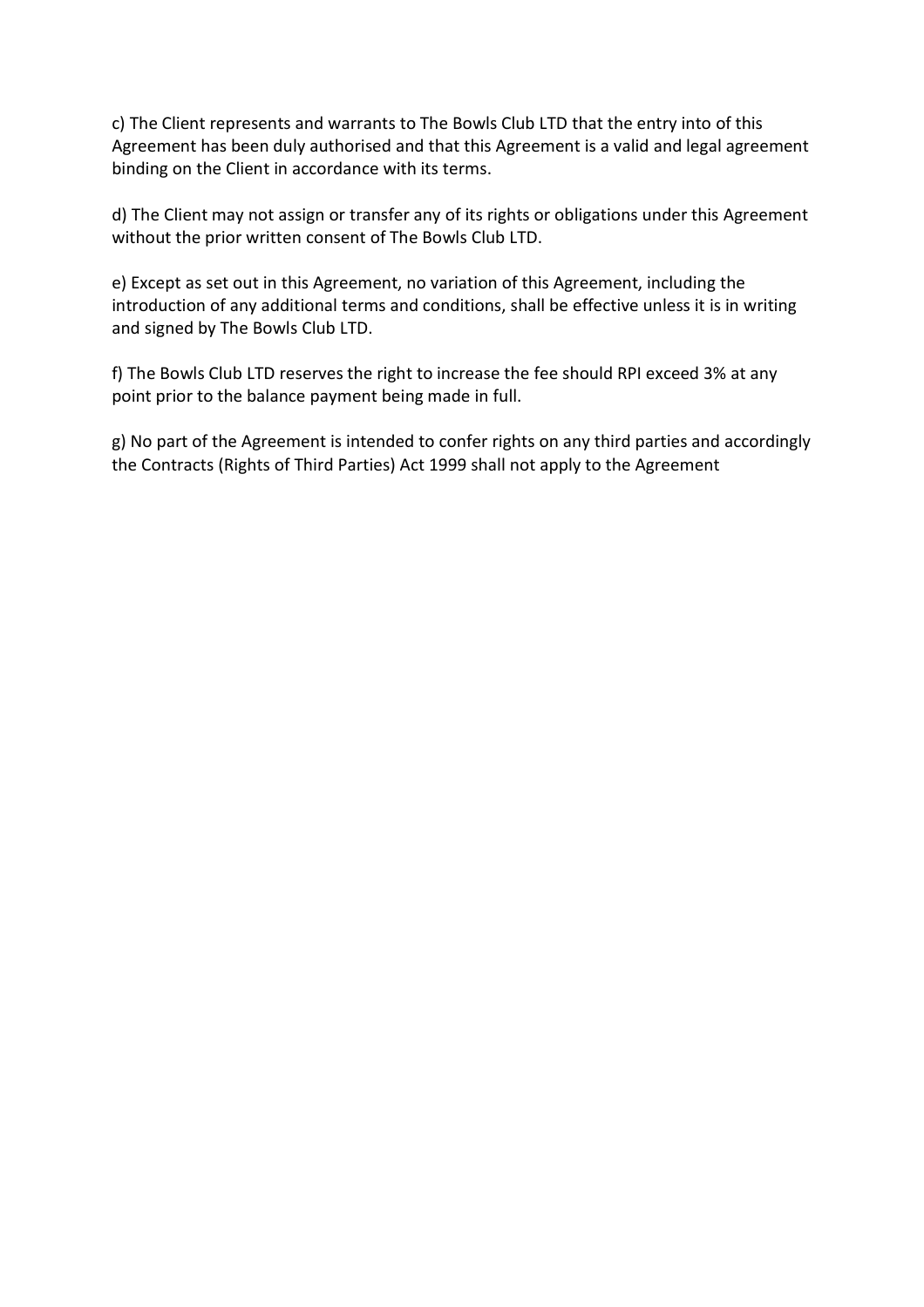c) The Client represents and warrants to The Bowls Club LTD that the entry into of this Agreement has been duly authorised and that this Agreement is a valid and legal agreement binding on the Client in accordance with its terms.

d) The Client may not assign or transfer any of its rights or obligations under this Agreement without the prior written consent of The Bowls Club LTD.

e) Except as set out in this Agreement, no variation of this Agreement, including the introduction of any additional terms and conditions, shall be effective unless it is in writing and signed by The Bowls Club LTD.

f) The Bowls Club LTD reserves the right to increase the fee should RPI exceed 3% at any point prior to the balance payment being made in full.

g) No part of the Agreement is intended to confer rights on any third parties and accordingly the Contracts (Rights of Third Parties) Act 1999 shall not apply to the Agreement